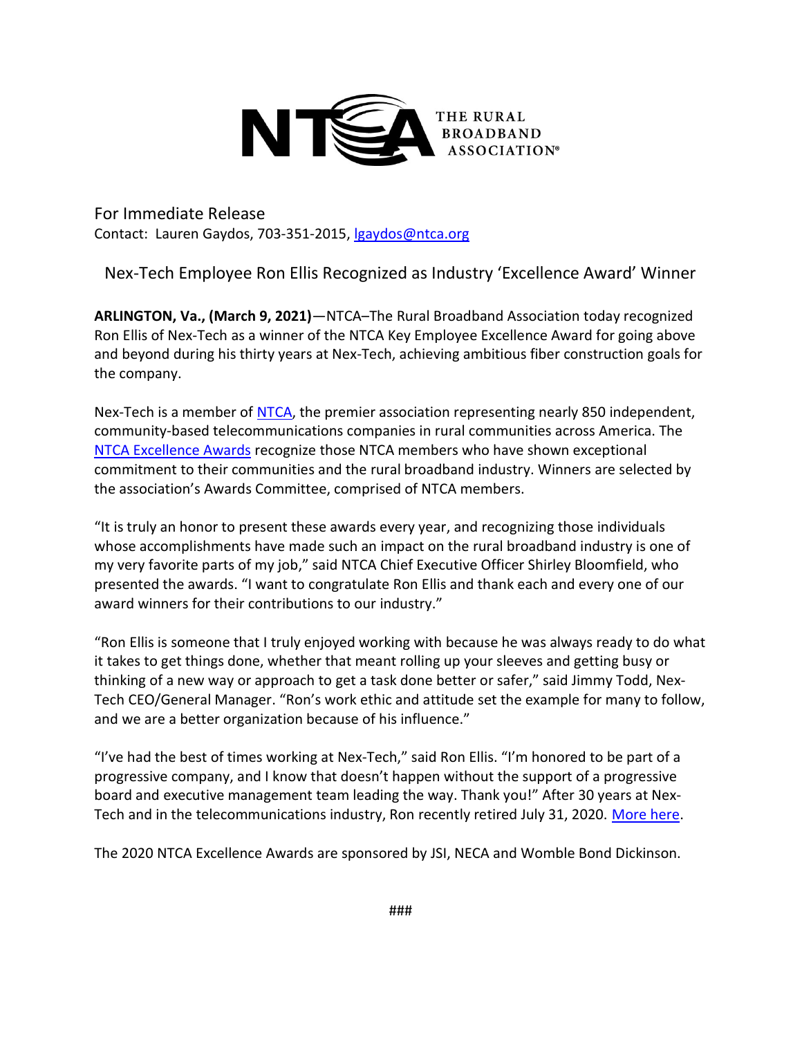NTCA THE RURAL BROADBAND ASSOCIATION®

For Immediate Release
Contact: Lauren Gaydos, 703-351-2015, lgaydos@ntca.org

## Nex-Tech Employee Ron Ellis Recognized as Industry 'Excellence Award' Winner

**ARLINGTON, Va., (March 9, 2021)**—NTCA–The Rural Broadband Association today recognized Ron Ellis of Nex-Tech as a winner of the NTCA Key Employee Excellence Award for going above and beyond during his thirty years at Nex-Tech, achieving ambitious fiber construction goals for the company.

Nex-Tech is a member of NTCA, the premier association representing nearly 850 independent, community-based telecommunications companies in rural communities across America. The NTCA Excellence Awards recognize those NTCA members who have shown exceptional commitment to their communities and the rural broadband industry. Winners are selected by the association's Awards Committee, comprised of NTCA members.

"It is truly an honor to present these awards every year, and recognizing those individuals whose accomplishments have made such an impact on the rural broadband industry is one of my very favorite parts of my job," said NTCA Chief Executive Officer Shirley Bloomfield, who presented the awards. "I want to congratulate Ron Ellis and thank each and every one of our award winners for their contributions to our industry."

"Ron Ellis is someone that I truly enjoyed working with because he was always ready to do what it takes to get things done, whether that meant rolling up your sleeves and getting busy or thinking of a new way or approach to get a task done better or safer," said Jimmy Todd, Nex-Tech CEO/General Manager. "Ron's work ethic and attitude set the example for many to follow, and we are a better organization because of his influence."

"I've had the best of times working at Nex-Tech," said Ron Ellis. "I'm honored to be part of a progressive company, and I know that doesn't happen without the support of a progressive board and executive management team leading the way. Thank you!" After 30 years at Nex-Tech and in the telecommunications industry, Ron recently retired July 31, 2020. More here.

The 2020 NTCA Excellence Awards are sponsored by JSI, NECA and Womble Bond Dickinson.

###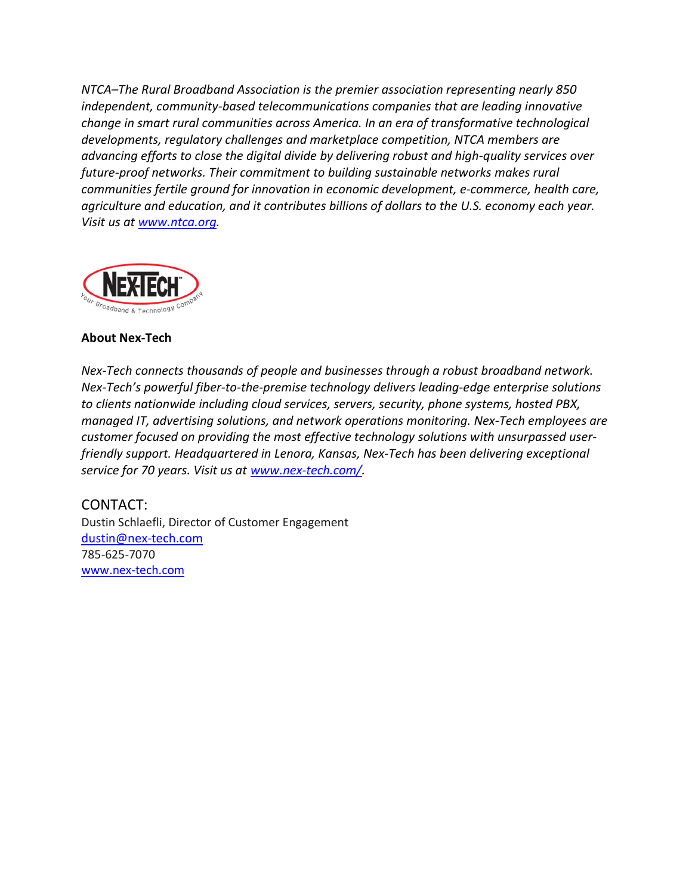*NTCA–The Rural Broadband Association is the premier association representing nearly 850 independent, community-based telecommunications companies that are leading innovative change in smart rural communities across America. In an era of transformative technological developments, regulatory challenges and marketplace competition, NTCA members are advancing efforts to close the digital divide by delivering robust and high-quality services over future-proof networks. Their commitment to building sustainable networks makes rural communities fertile ground for innovation in economic development, e-commerce, health care, agriculture and education, and it contributes billions of dollars to the U.S. economy each year. Visit us at [www.ntca.org](http://www.ntca.org).*

**About Nex-Tech**

*Nex-Tech connects thousands of people and businesses through a robust broadband network. Nex-Tech's powerful fiber-to-the-premise technology delivers leading-edge enterprise solutions to clients nationwide including cloud services, servers, security, phone systems, hosted PBX, managed IT, advertising solutions, and network operations monitoring. Nex-Tech employees are customer focused on providing the most effective technology solutions with unsurpassed user-friendly support. Headquartered in Lenora, Kansas, Nex-Tech has been delivering exceptional service for 70 years. Visit us at [www.nex-tech.com/](http://www.nex-tech.com/).*

CONTACT:
Dustin Schlaefli, Director of Customer Engagement
[dustin@nex-tech.com](mailto:dustin@nex-tech.com)
785-625-7070
[www.nex-tech.com](http://www.nex-tech.com)